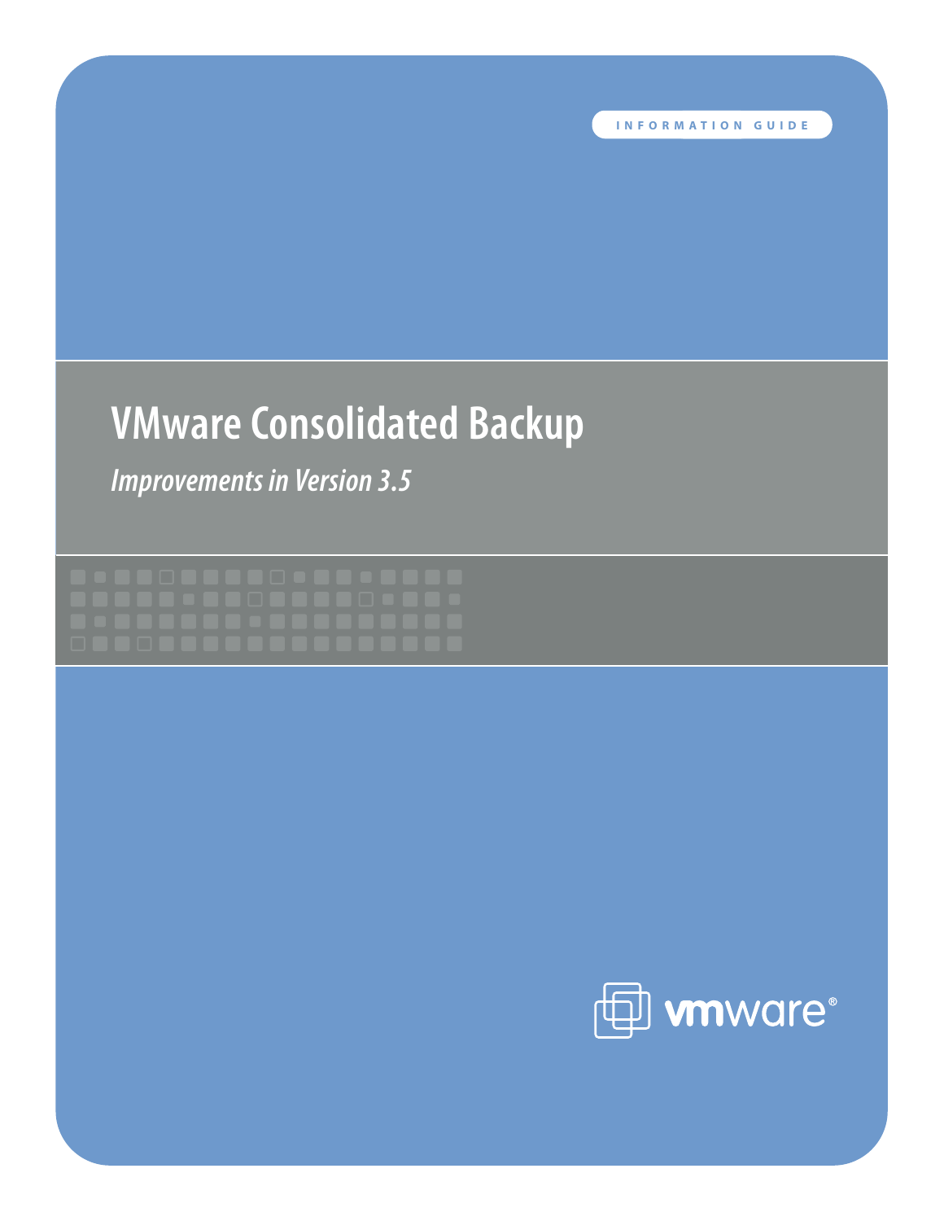INFORMATION GUIDE

# VMware Consolidated Backup

*Improvements in Version 3.5*

vmware®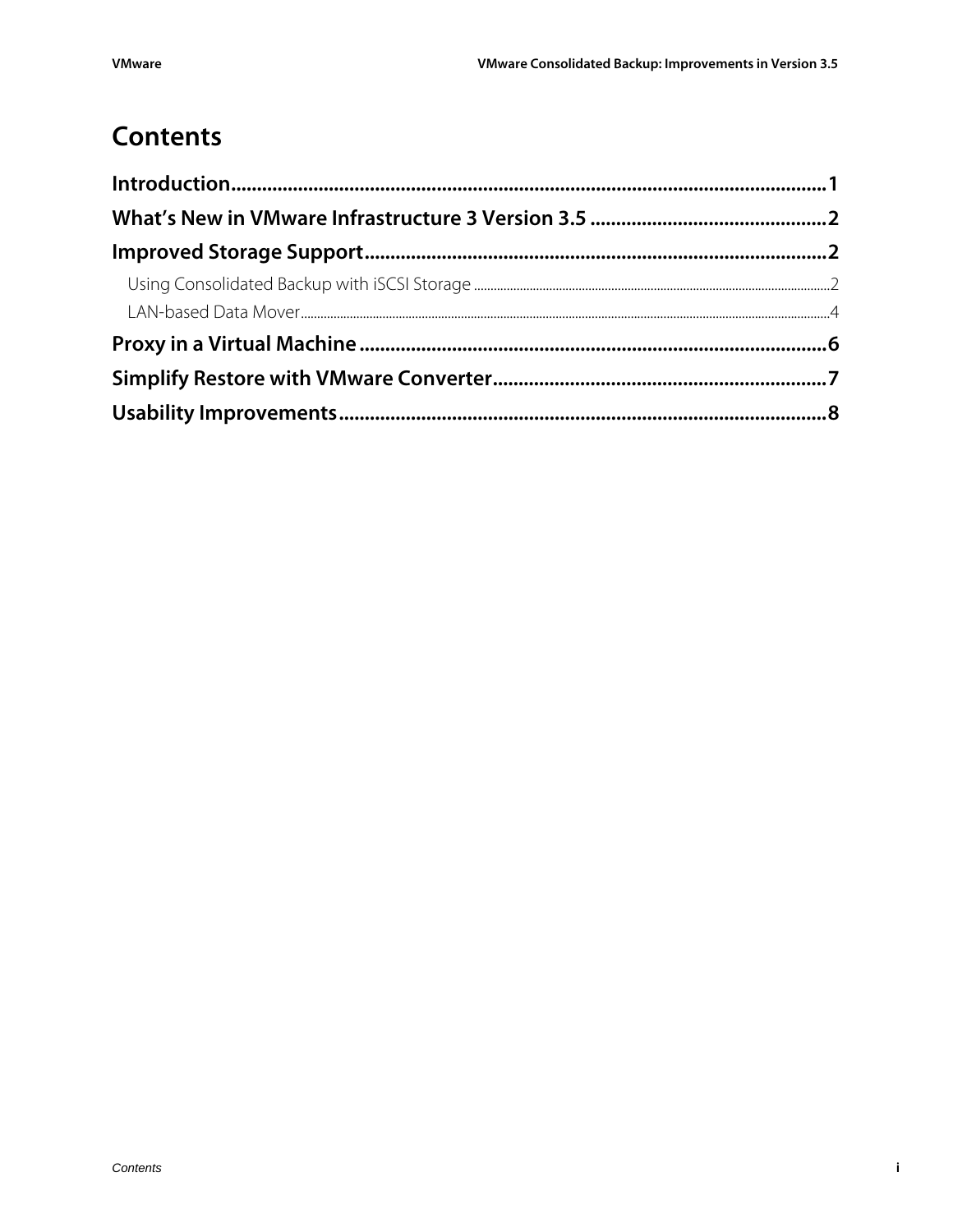# Contents

**Introduction** .......... 1

**What's New in VMware Infrastructure 3 Version 3.5** .......... 2

**Improved Storage Support** .......... 2

- Using Consolidated Backup with iSCSI Storage .......... 2
- LAN-based Data Mover .......... 4

**Proxy in a Virtual Machine** .......... 6

**Simplify Restore with VMware Converter** .......... 7

**Usability Improvements** .......... 8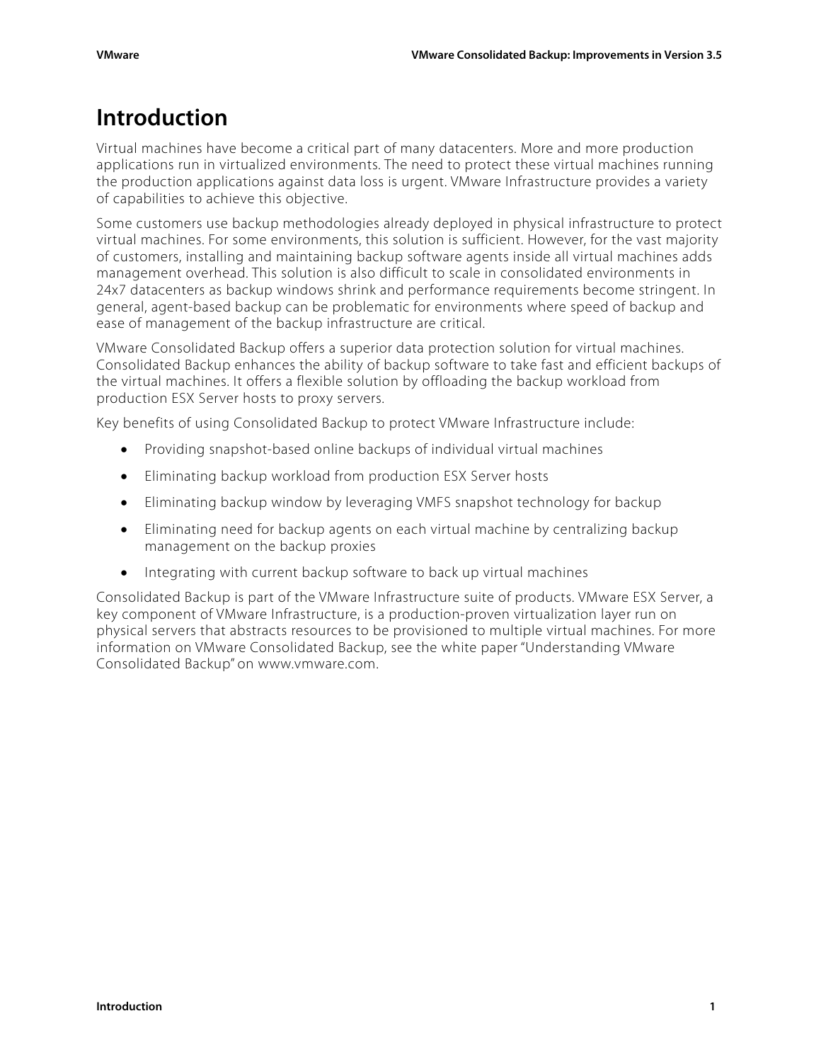# Introduction

Virtual machines have become a critical part of many datacenters. More and more production applications run in virtualized environments. The need to protect these virtual machines running the production applications against data loss is urgent. VMware Infrastructure provides a variety of capabilities to achieve this objective.

Some customers use backup methodologies already deployed in physical infrastructure to protect virtual machines. For some environments, this solution is sufficient. However, for the vast majority of customers, installing and maintaining backup software agents inside all virtual machines adds management overhead. This solution is also difficult to scale in consolidated environments in 24x7 datacenters as backup windows shrink and performance requirements become stringent. In general, agent-based backup can be problematic for environments where speed of backup and ease of management of the backup infrastructure are critical.

VMware Consolidated Backup offers a superior data protection solution for virtual machines. Consolidated Backup enhances the ability of backup software to take fast and efficient backups of the virtual machines. It offers a flexible solution by offloading the backup workload from production ESX Server hosts to proxy servers.

Key benefits of using Consolidated Backup to protect VMware Infrastructure include:

- Providing snapshot-based online backups of individual virtual machines
- Eliminating backup workload from production ESX Server hosts
- Eliminating backup window by leveraging VMFS snapshot technology for backup
- Eliminating need for backup agents on each virtual machine by centralizing backup management on the backup proxies
- Integrating with current backup software to back up virtual machines

Consolidated Backup is part of the VMware Infrastructure suite of products. VMware ESX Server, a key component of VMware Infrastructure, is a production-proven virtualization layer run on physical servers that abstracts resources to be provisioned to multiple virtual machines. For more information on VMware Consolidated Backup, see the white paper "Understanding VMware Consolidated Backup" on www.vmware.com.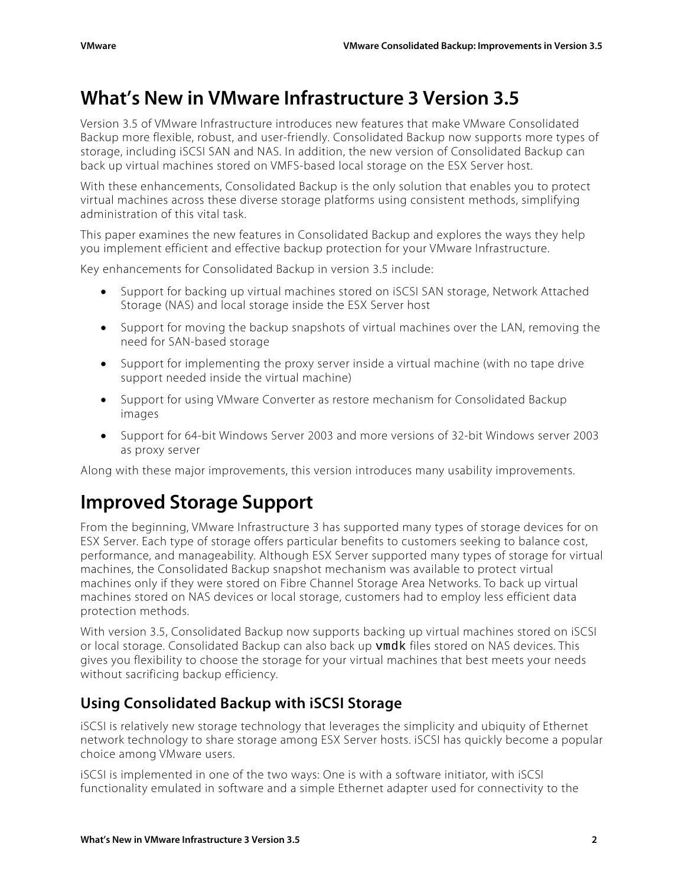# What's New in VMware Infrastructure 3 Version 3.5

Version 3.5 of VMware Infrastructure introduces new features that make VMware Consolidated Backup more flexible, robust, and user-friendly. Consolidated Backup now supports more types of storage, including iSCSI SAN and NAS. In addition, the new version of Consolidated Backup can back up virtual machines stored on VMFS-based local storage on the ESX Server host.

With these enhancements, Consolidated Backup is the only solution that enables you to protect virtual machines across these diverse storage platforms using consistent methods, simplifying administration of this vital task.

This paper examines the new features in Consolidated Backup and explores the ways they help you implement efficient and effective backup protection for your VMware Infrastructure.

Key enhancements for Consolidated Backup in version 3.5 include:

- Support for backing up virtual machines stored on iSCSI SAN storage, Network Attached Storage (NAS) and local storage inside the ESX Server host
- Support for moving the backup snapshots of virtual machines over the LAN, removing the need for SAN-based storage
- Support for implementing the proxy server inside a virtual machine (with no tape drive support needed inside the virtual machine)
- Support for using VMware Converter as restore mechanism for Consolidated Backup images
- Support for 64-bit Windows Server 2003 and more versions of 32-bit Windows server 2003 as proxy server

Along with these major improvements, this version introduces many usability improvements.

# Improved Storage Support

From the beginning, VMware Infrastructure 3 has supported many types of storage devices for on ESX Server. Each type of storage offers particular benefits to customers seeking to balance cost, performance, and manageability. Although ESX Server supported many types of storage for virtual machines, the Consolidated Backup snapshot mechanism was available to protect virtual machines only if they were stored on Fibre Channel Storage Area Networks. To back up virtual machines stored on NAS devices or local storage, customers had to employ less efficient data protection methods.

With version 3.5, Consolidated Backup now supports backing up virtual machines stored on iSCSI or local storage. Consolidated Backup can also back up `vmdk` files stored on NAS devices. This gives you flexibility to choose the storage for your virtual machines that best meets your needs without sacrificing backup efficiency.

## Using Consolidated Backup with iSCSI Storage

iSCSI is relatively new storage technology that leverages the simplicity and ubiquity of Ethernet network technology to share storage among ESX Server hosts. iSCSI has quickly become a popular choice among VMware users.

iSCSI is implemented in one of the two ways: One is with a software initiator, with iSCSI functionality emulated in software and a simple Ethernet adapter used for connectivity to the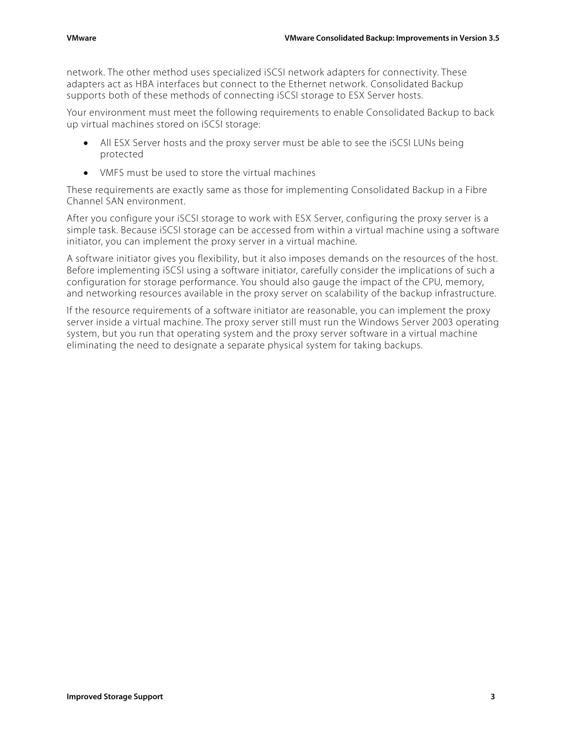network. The other method uses specialized iSCSI network adapters for connectivity. These adapters act as HBA interfaces but connect to the Ethernet network. Consolidated Backup supports both of these methods of connecting iSCSI storage to ESX Server hosts.

Your environment must meet the following requirements to enable Consolidated Backup to back up virtual machines stored on iSCSI storage:

- All ESX Server hosts and the proxy server must be able to see the iSCSI LUNs being protected
- VMFS must be used to store the virtual machines

These requirements are exactly same as those for implementing Consolidated Backup in a Fibre Channel SAN environment.

After you configure your iSCSI storage to work with ESX Server, configuring the proxy server is a simple task. Because iSCSI storage can be accessed from within a virtual machine using a software initiator, you can implement the proxy server in a virtual machine.

A software initiator gives you flexibility, but it also imposes demands on the resources of the host. Before implementing iSCSI using a software initiator, carefully consider the implications of such a configuration for storage performance. You should also gauge the impact of the CPU, memory, and networking resources available in the proxy server on scalability of the backup infrastructure.

If the resource requirements of a software initiator are reasonable, you can implement the proxy server inside a virtual machine. The proxy server still must run the Windows Server 2003 operating system, but you run that operating system and the proxy server software in a virtual machine eliminating the need to designate a separate physical system for taking backups.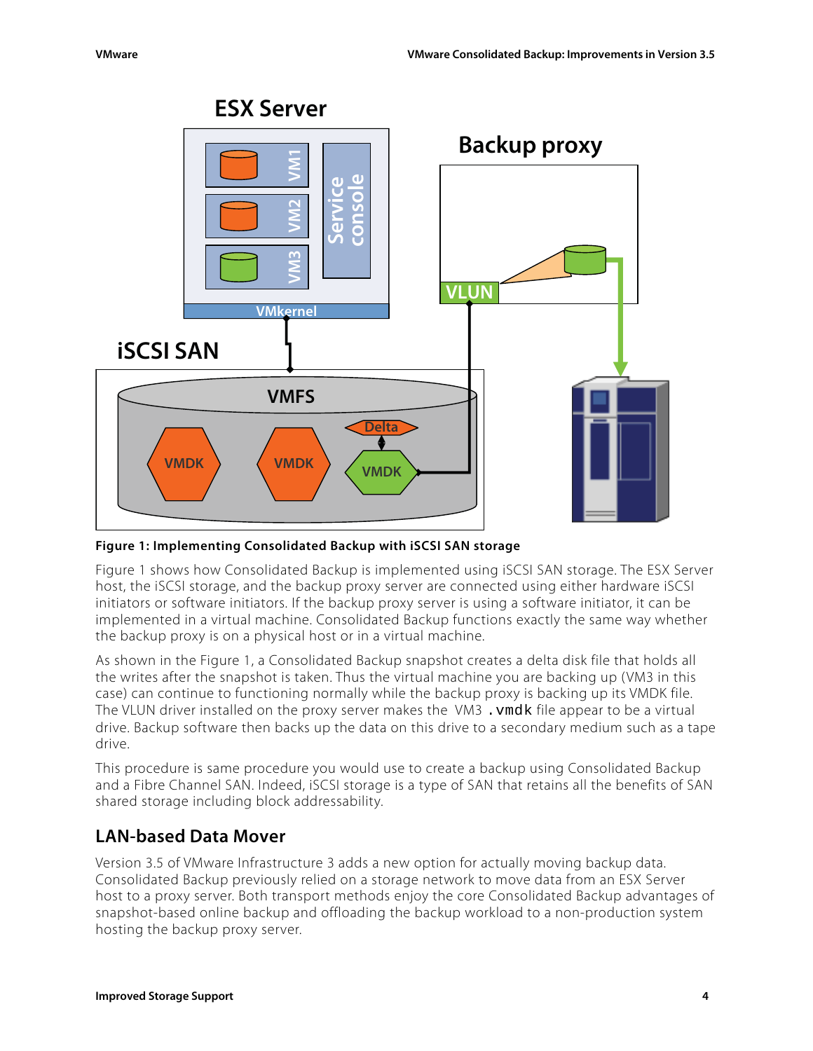Figure 1: Implementing Consolidated Backup with iSCSI SAN storage

Figure 1 shows how Consolidated Backup is implemented using iSCSI SAN storage. The ESX Server host, the iSCSI storage, and the backup proxy server are connected using either hardware iSCSI initiators or software initiators. If the backup proxy server is using a software initiator, it can be implemented in a virtual machine. Consolidated Backup functions exactly the same way whether the backup proxy is on a physical host or in a virtual machine.

As shown in the Figure 1, a Consolidated Backup snapshot creates a delta disk file that holds all the writes after the snapshot is taken. Thus the virtual machine you are backing up (VM3 in this case) can continue to functioning normally while the backup proxy is backing up its VMDK file. The VLUN driver installed on the proxy server makes the VM3 `.vmdk` file appear to be a virtual drive. Backup software then backs up the data on this drive to a secondary medium such as a tape drive.

This procedure is same procedure you would use to create a backup using Consolidated Backup and a Fibre Channel SAN. Indeed, iSCSI storage is a type of SAN that retains all the benefits of SAN shared storage including block addressability.

## LAN-based Data Mover

Version 3.5 of VMware Infrastructure 3 adds a new option for actually moving backup data. Consolidated Backup previously relied on a storage network to move data from an ESX Server host to a proxy server. Both transport methods enjoy the core Consolidated Backup advantages of snapshot-based online backup and offloading the backup workload to a non-production system hosting the backup proxy server.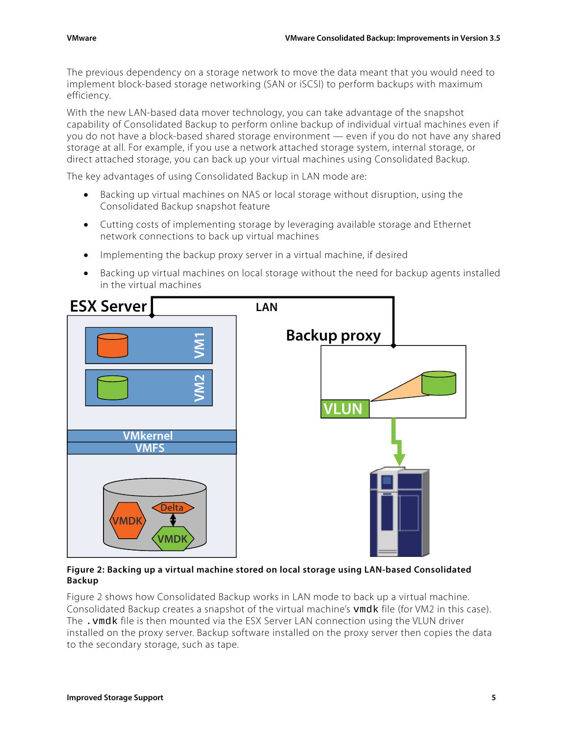The previous dependency on a storage network to move the data meant that you would need to implement block-based storage networking (SAN or iSCSI) to perform backups with maximum efficiency.

With the new LAN-based data mover technology, you can take advantage of the snapshot capability of Consolidated Backup to perform online backup of individual virtual machines even if you do not have a block-based shared storage environment — even if you do not have any shared storage at all. For example, if you use a network attached storage system, internal storage, or direct attached storage, you can back up your virtual machines using Consolidated Backup.

The key advantages of using Consolidated Backup in LAN mode are:

- Backing up virtual machines on NAS or local storage without disruption, using the Consolidated Backup snapshot feature
- Cutting costs of implementing storage by leveraging available storage and Ethernet network connections to back up virtual machines
- Implementing the backup proxy server in a virtual machine, if desired
- Backing up virtual machines on local storage without the need for backup agents installed in the virtual machines

**Figure 2: Backing up a virtual machine stored on local storage using LAN-based Consolidated Backup**

Figure 2 shows how Consolidated Backup works in LAN mode to back up a virtual machine. Consolidated Backup creates a snapshot of the virtual machine's `vmdk` file (for VM2 in this case). The `.vmdk` file is then mounted via the ESX Server LAN connection using the VLUN driver installed on the proxy server. Backup software installed on the proxy server then copies the data to the secondary storage, such as tape.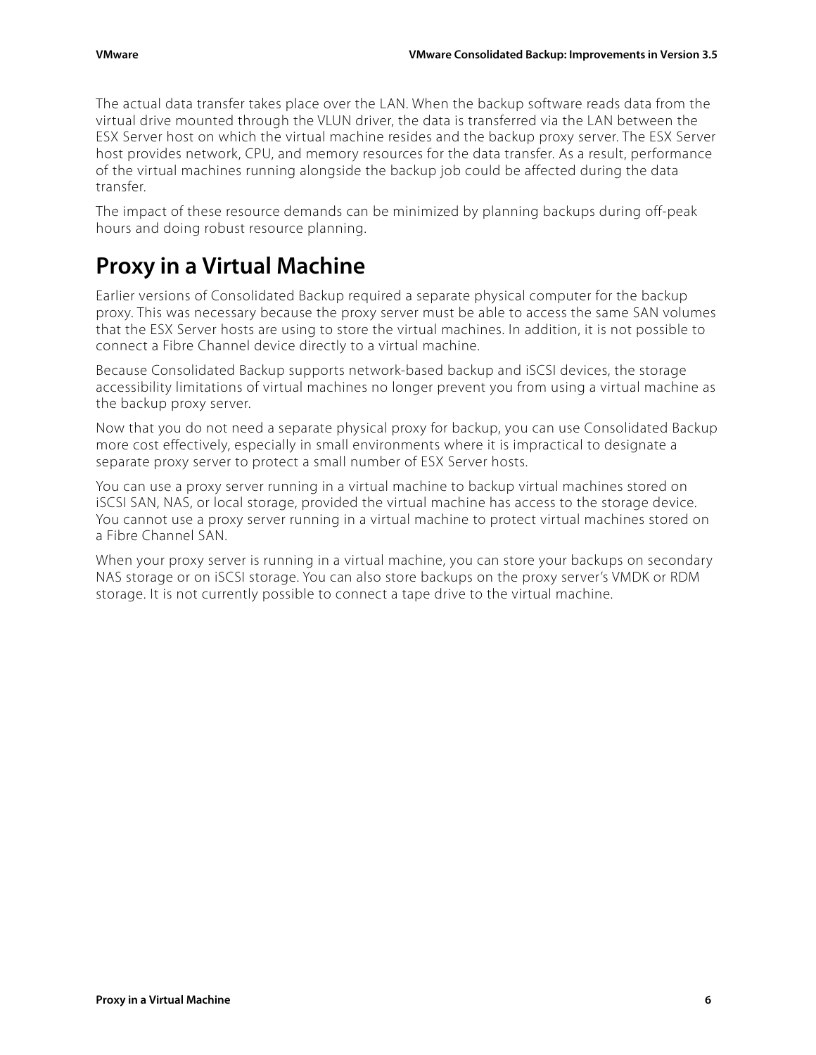The actual data transfer takes place over the LAN. When the backup software reads data from the virtual drive mounted through the VLUN driver, the data is transferred via the LAN between the ESX Server host on which the virtual machine resides and the backup proxy server. The ESX Server host provides network, CPU, and memory resources for the data transfer. As a result, performance of the virtual machines running alongside the backup job could be affected during the data transfer.

The impact of these resource demands can be minimized by planning backups during off-peak hours and doing robust resource planning.

# Proxy in a Virtual Machine

Earlier versions of Consolidated Backup required a separate physical computer for the backup proxy. This was necessary because the proxy server must be able to access the same SAN volumes that the ESX Server hosts are using to store the virtual machines. In addition, it is not possible to connect a Fibre Channel device directly to a virtual machine.

Because Consolidated Backup supports network-based backup and iSCSI devices, the storage accessibility limitations of virtual machines no longer prevent you from using a virtual machine as the backup proxy server.

Now that you do not need a separate physical proxy for backup, you can use Consolidated Backup more cost effectively, especially in small environments where it is impractical to designate a separate proxy server to protect a small number of ESX Server hosts.

You can use a proxy server running in a virtual machine to backup virtual machines stored on iSCSI SAN, NAS, or local storage, provided the virtual machine has access to the storage device. You cannot use a proxy server running in a virtual machine to protect virtual machines stored on a Fibre Channel SAN.

When your proxy server is running in a virtual machine, you can store your backups on secondary NAS storage or on iSCSI storage. You can also store backups on the proxy server's VMDK or RDM storage. It is not currently possible to connect a tape drive to the virtual machine.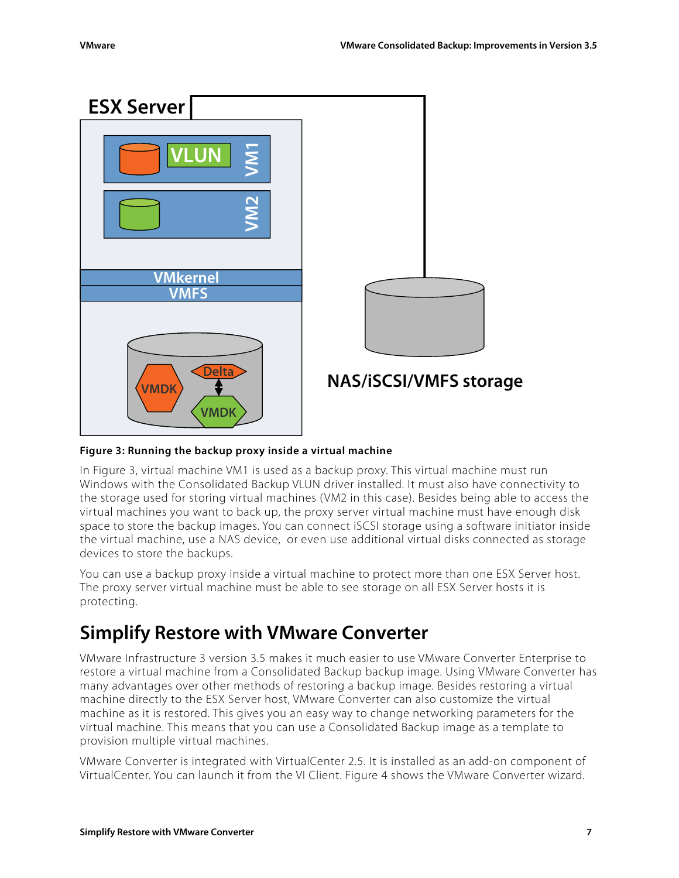**Figure 3: Running the backup proxy inside a virtual machine**

In Figure 3, virtual machine VM1 is used as a backup proxy. This virtual machine must run Windows with the Consolidated Backup VLUN driver installed. It must also have connectivity to the storage used for storing virtual machines (VM2 in this case). Besides being able to access the virtual machines you want to back up, the proxy server virtual machine must have enough disk space to store the backup images. You can connect iSCSI storage using a software initiator inside the virtual machine, use a NAS device, or even use additional virtual disks connected as storage devices to store the backups.

You can use a backup proxy inside a virtual machine to protect more than one ESX Server host. The proxy server virtual machine must be able to see storage on all ESX Server hosts it is protecting.

## Simplify Restore with VMware Converter

VMware Infrastructure 3 version 3.5 makes it much easier to use VMware Converter Enterprise to restore a virtual machine from a Consolidated Backup backup image. Using VMware Converter has many advantages over other methods of restoring a backup image. Besides restoring a virtual machine directly to the ESX Server host, VMware Converter can also customize the virtual machine as it is restored. This gives you an easy way to change networking parameters for the virtual machine. This means that you can use a Consolidated Backup image as a template to provision multiple virtual machines.

VMware Converter is integrated with VirtualCenter 2.5. It is installed as an add-on component of VirtualCenter. You can launch it from the VI Client. Figure 4 shows the VMware Converter wizard.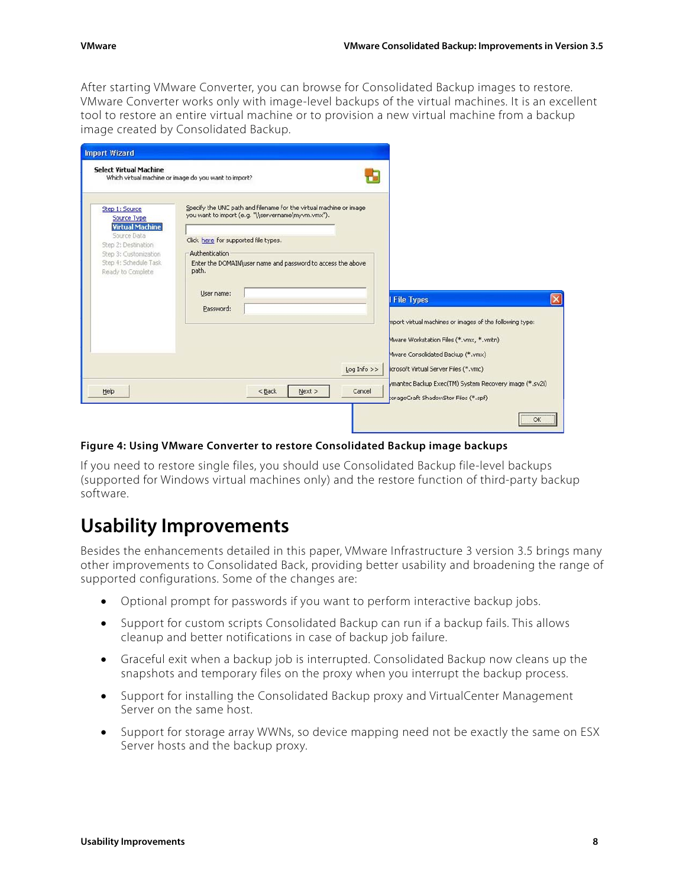After starting VMware Converter, you can browse for Consolidated Backup images to restore. VMware Converter works only with image-level backups of the virtual machines. It is an excellent tool to restore an entire virtual machine or to provision a new virtual machine from a backup image created by Consolidated Backup.

**Figure 4: Using VMware Converter to restore Consolidated Backup image backups**

If you need to restore single files, you should use Consolidated Backup file-level backups (supported for Windows virtual machines only) and the restore function of third-party backup software.

# Usability Improvements

Besides the enhancements detailed in this paper, VMware Infrastructure 3 version 3.5 brings many other improvements to Consolidated Back, providing better usability and broadening the range of supported configurations. Some of the changes are:

- Optional prompt for passwords if you want to perform interactive backup jobs.
- Support for custom scripts Consolidated Backup can run if a backup fails. This allows cleanup and better notifications in case of backup job failure.
- Graceful exit when a backup job is interrupted. Consolidated Backup now cleans up the snapshots and temporary files on the proxy when you interrupt the backup process.
- Support for installing the Consolidated Backup proxy and VirtualCenter Management Server on the same host.
- Support for storage array WWNs, so device mapping need not be exactly the same on ESX Server hosts and the backup proxy.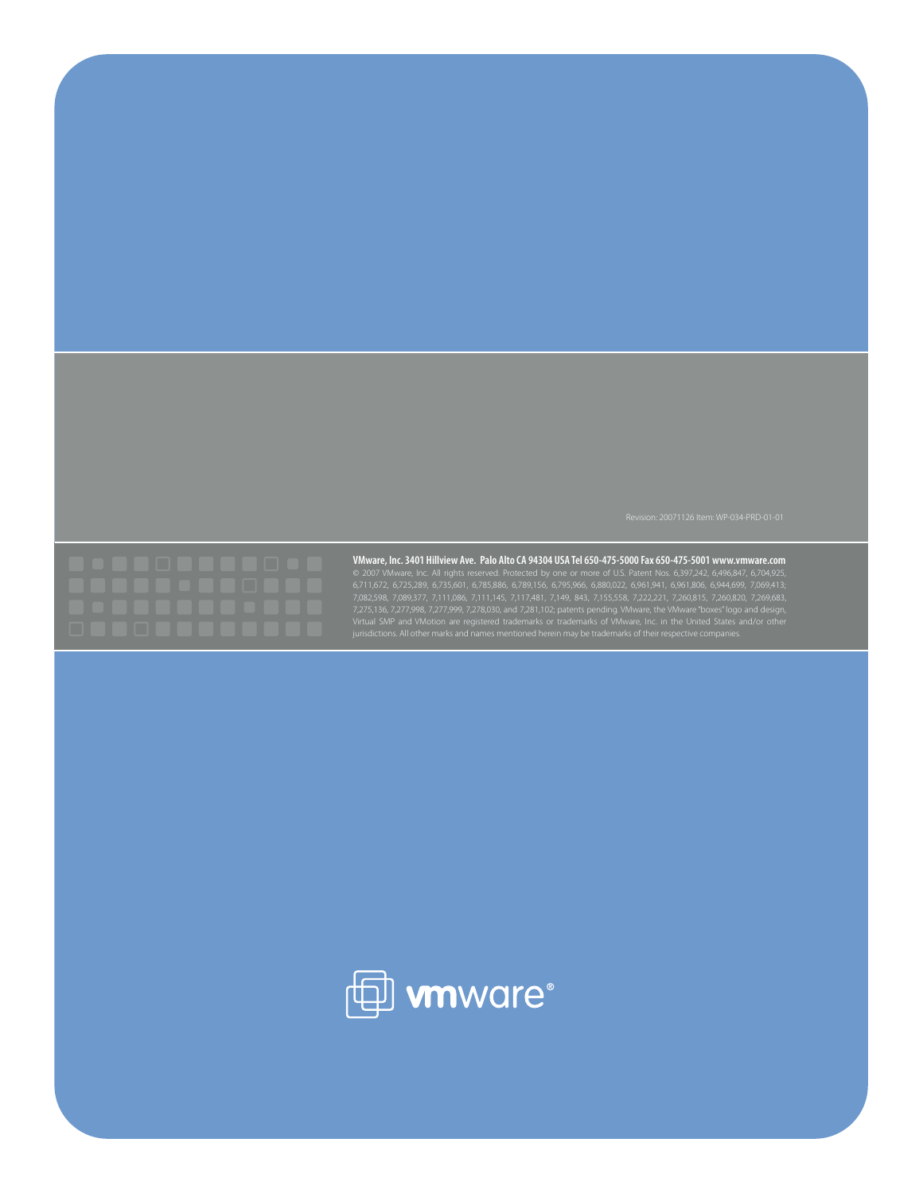Revision: 20071126 Item: WP-034-PRD-01-01

**VMware, Inc. 3401 Hillview Ave. Palo Alto CA 94304 USA Tel 650-475-5000 Fax 650-475-5001 www.vmware.com**

© 2007 VMware, Inc. All rights reserved. Protected by one or more of U.S. Patent Nos. 6,397,242, 6,496,847, 6,704,925, 6,711,672, 6,725,289, 6,735,601, 6,785,886, 6,789,156, 6,795,966, 6,880,022, 6,961,941, 6,961,806, 6,944,699, 7,069,413; 7,082,598, 7,089,377, 7,111,086, 7,111,145, 7,117,481, 7,149, 843, 7,155,558, 7,222,221, 7,260,815, 7,260,820, 7,269,683, 7,275,136, 7,277,998, 7,277,999, 7,278,030, and 7,281,102; patents pending. VMware, the VMware "boxes" logo and design, Virtual SMP and VMotion are registered trademarks or trademarks of VMware, Inc. in the United States and/or other jurisdictions. All other marks and names mentioned herein may be trademarks of their respective companies.

vmware®